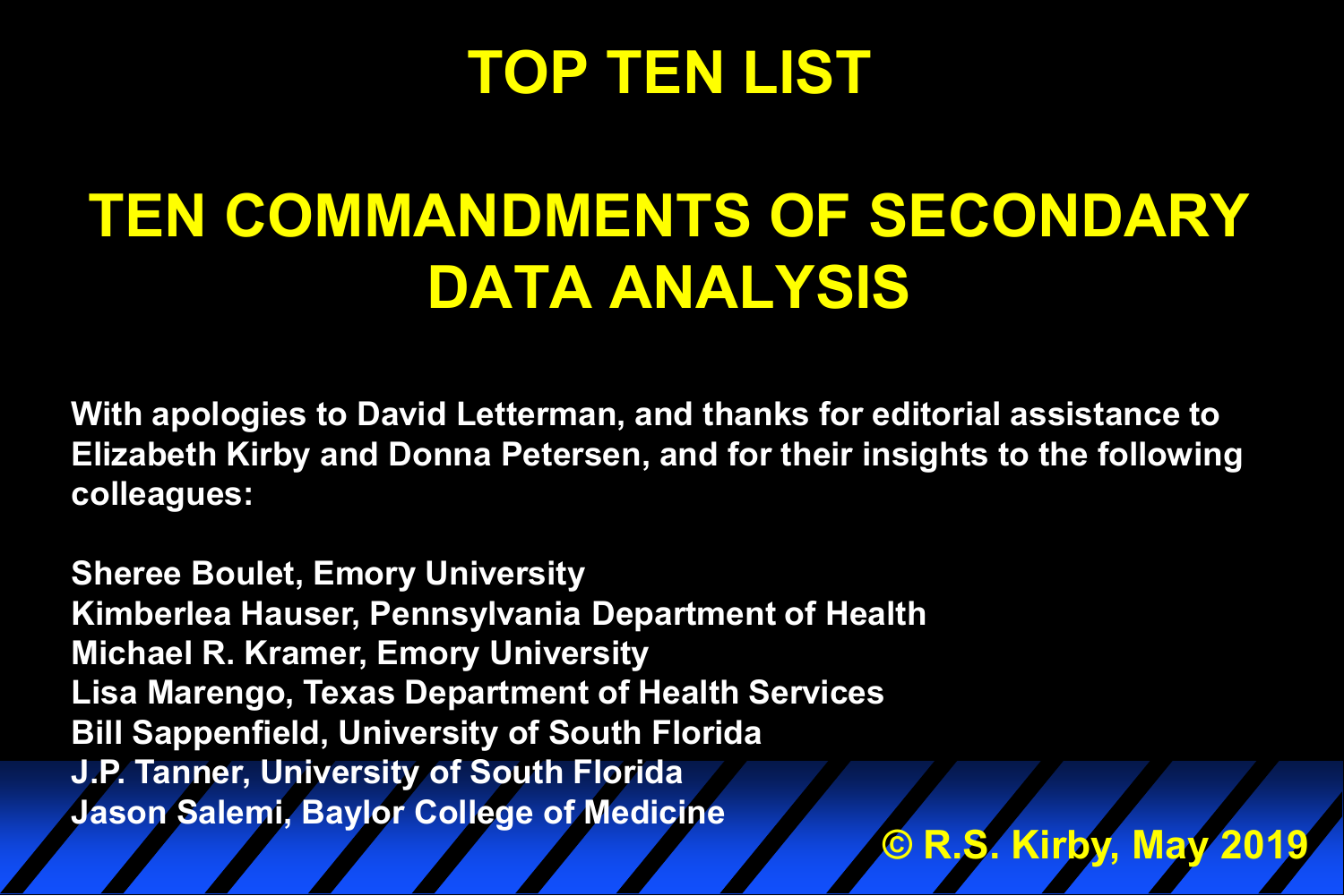# TOP TEN LIST

# TEN COMMANDMENTS OF SECONDARY DATA ANALYSIS

**With apologies to David Letterman, and thanks for editorial assistance to Elizabeth Kirby and Donna Petersen, and for their insights to the following colleagues:**

**Sheree Boulet, Emory University**
**Kimberlea Hauser, Pennsylvania Department of Health**
**Michael R. Kramer, Emory University**
**Lisa Marengo, Texas Department of Health Services**
**Bill Sappenfield, University of South Florida**
**J.P. Tanner, University of South Florida**
**Jason Salemi, Baylor College of Medicine**

**© R.S. Kirby, May 2019**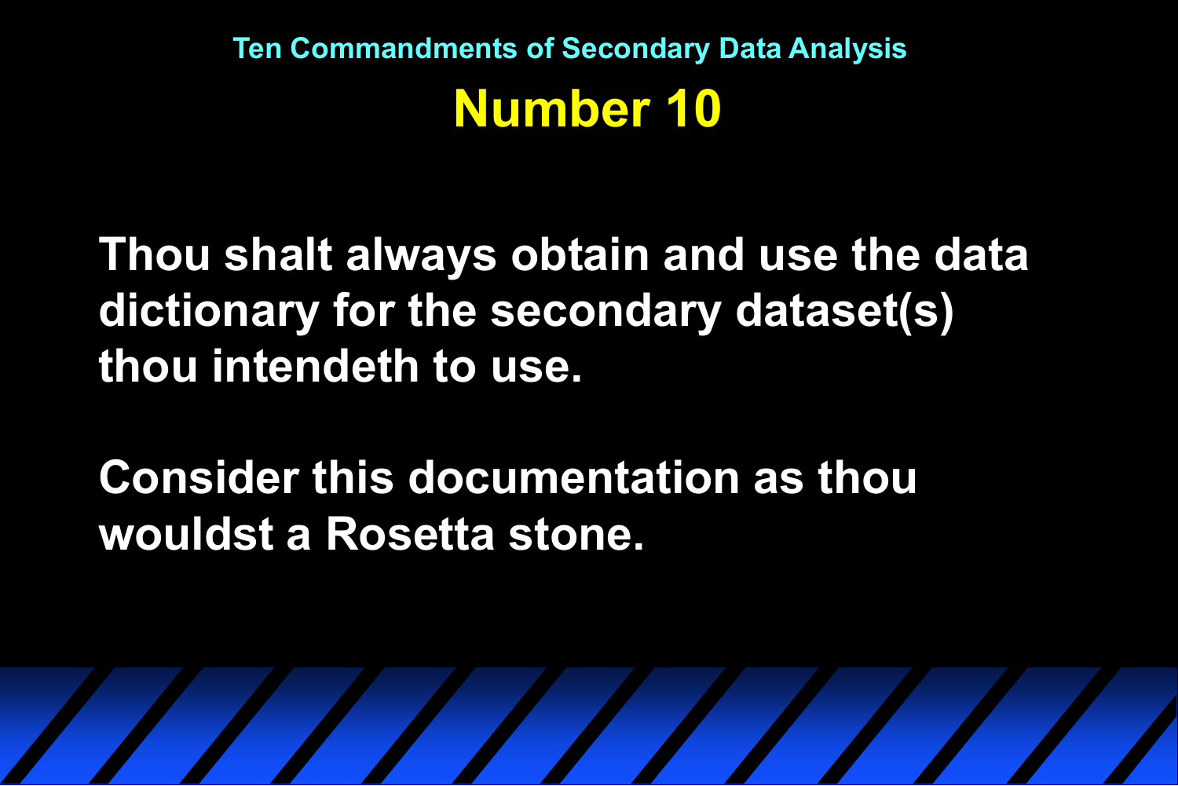## Ten Commandments of Secondary Data Analysis

# Number 10

**Thou shalt always obtain and use the data dictionary for the secondary dataset(s) thou intendeth to use.**

**Consider this documentation as thou wouldst a Rosetta stone.**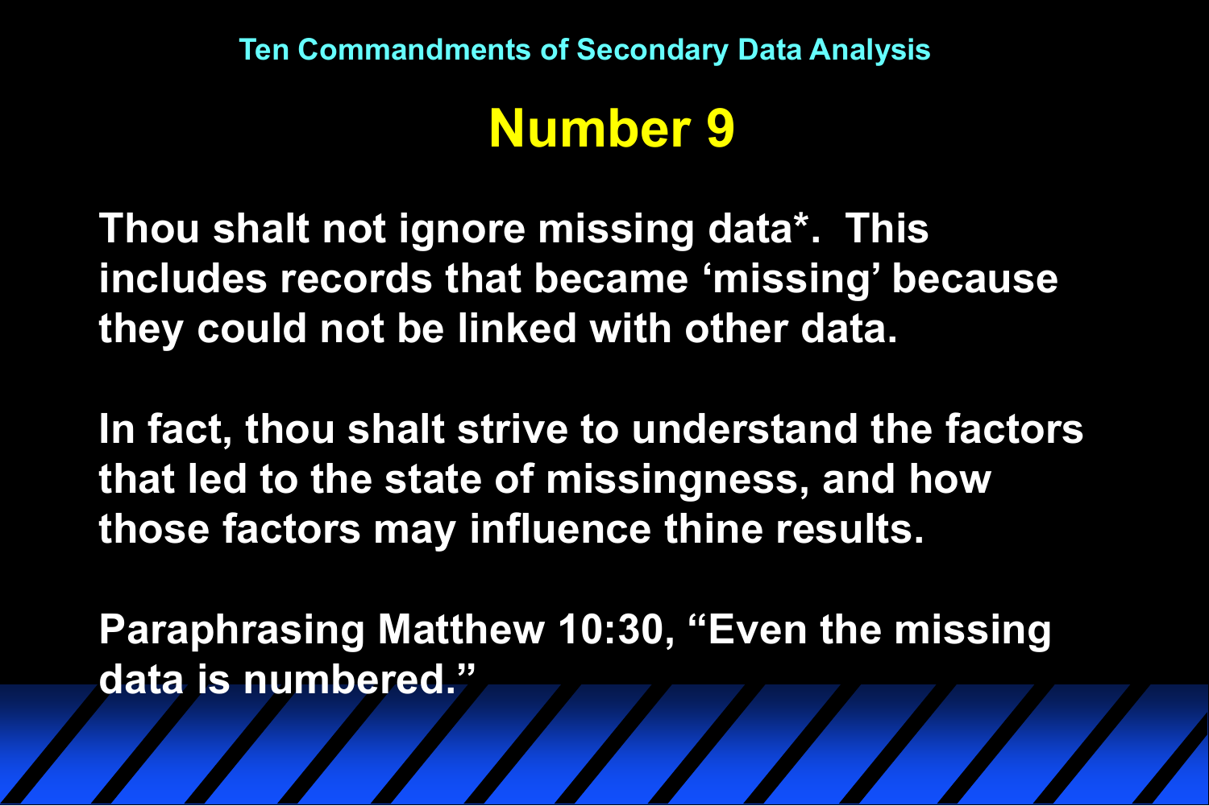Ten Commandments of Secondary Data Analysis

# Number 9

Thou shalt not ignore missing data*. This includes records that became 'missing' because they could not be linked with other data.

In fact, thou shalt strive to understand the factors that led to the state of missingness, and how those factors may influence thine results.

Paraphrasing Matthew 10:30, "Even the missing data is numbered."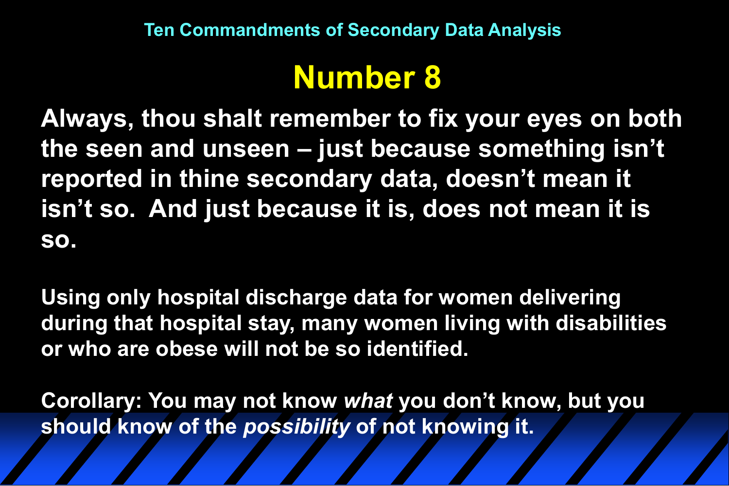Ten Commandments of Secondary Data Analysis

# Number 8

**Always, thou shalt remember to fix your eyes on both the seen and unseen – just because something isn't reported in thine secondary data, doesn't mean it isn't so. And just because it is, does not mean it is so.**

**Using only hospital discharge data for women delivering during that hospital stay, many women living with disabilities or who are obese will not be so identified.**

**Corollary: You may not know *what* you don't know, but you should know of the *possibility* of not knowing it.**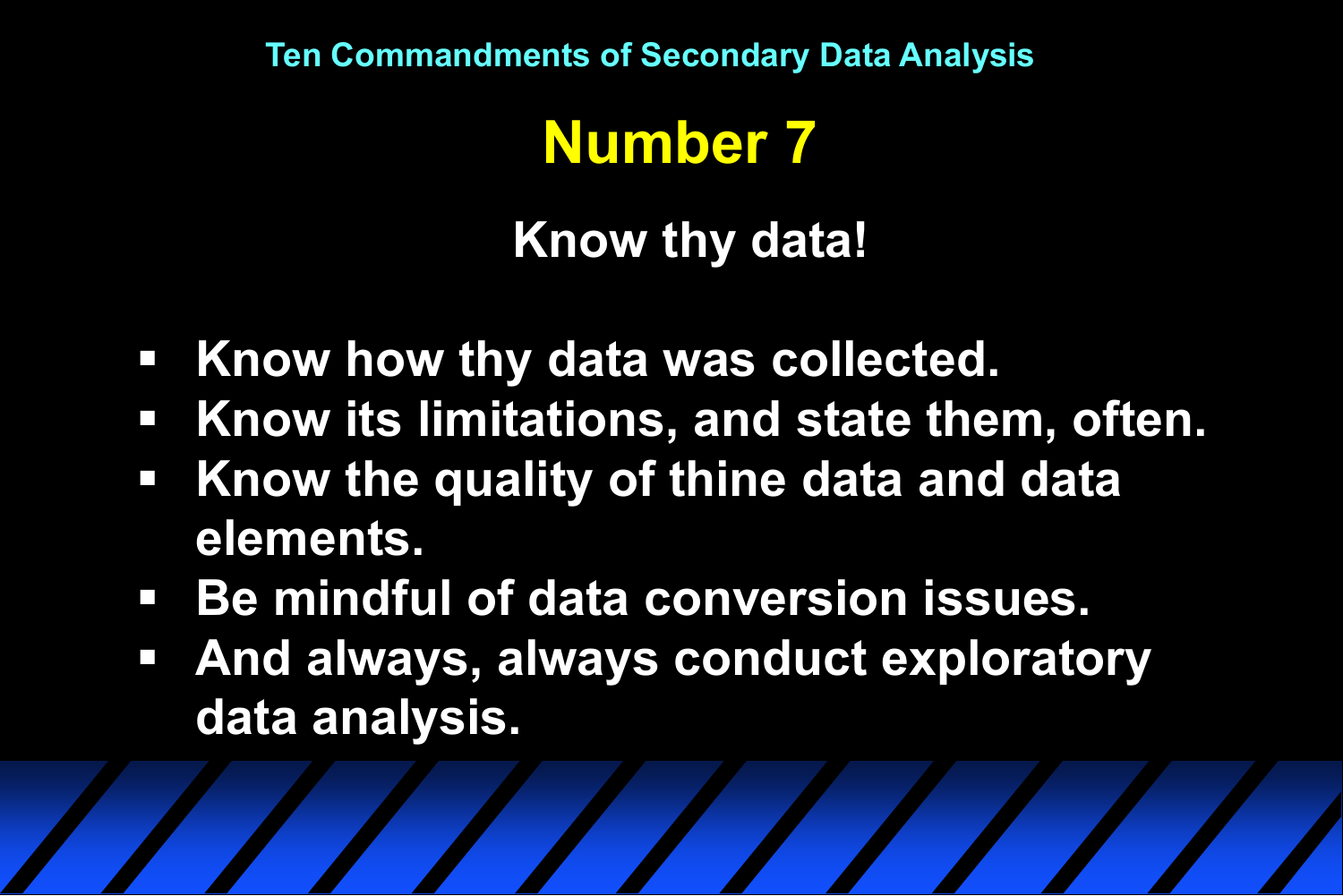Ten Commandments of Secondary Data Analysis

# Number 7

## Know thy data!

- Know how thy data was collected.
- Know its limitations, and state them, often.
- Know the quality of thine data and data elements.
- Be mindful of data conversion issues.
- And always, always conduct exploratory data analysis.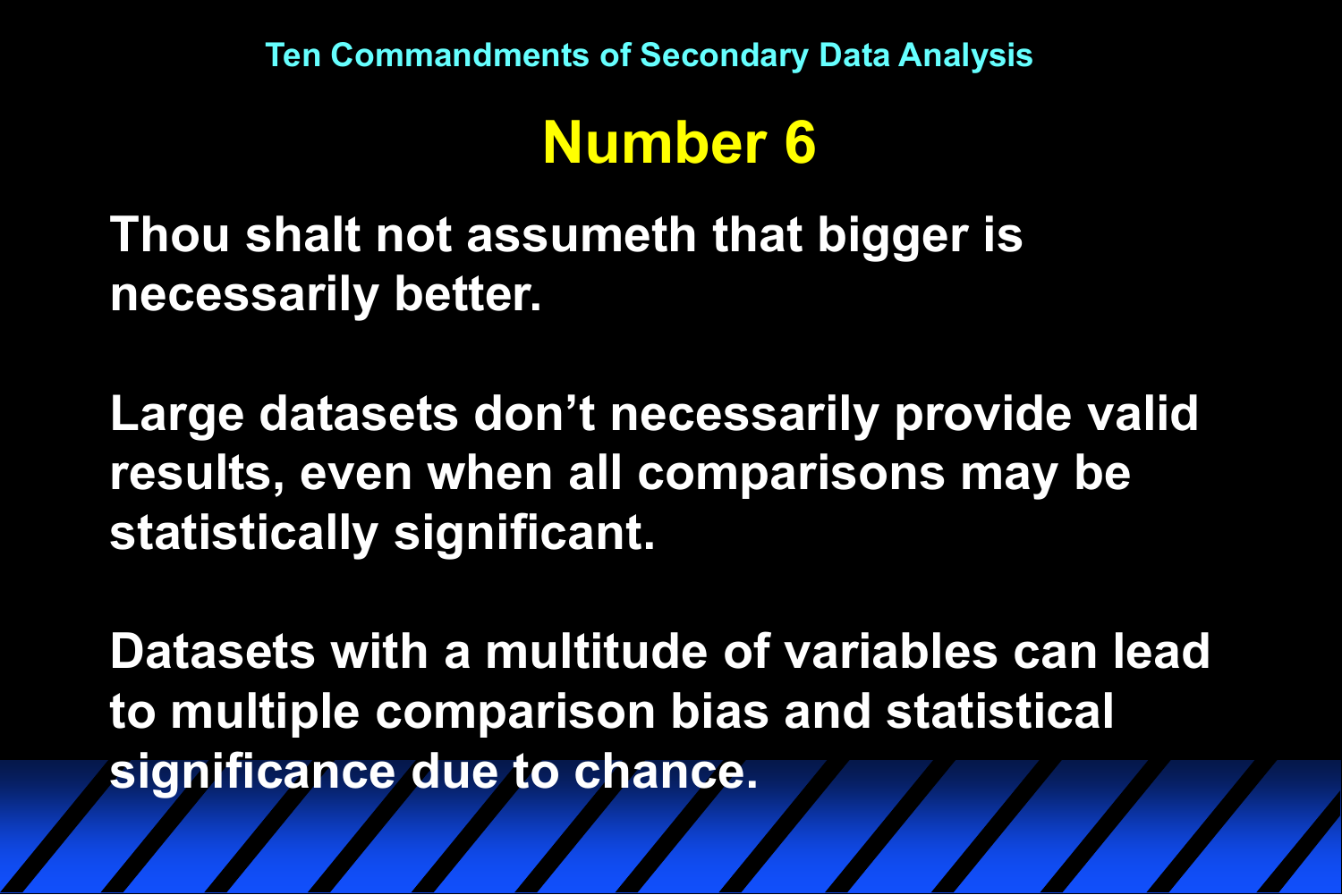Ten Commandments of Secondary Data Analysis

# Number 6

Thou shalt not assumeth that bigger is necessarily better.

Large datasets don't necessarily provide valid results, even when all comparisons may be statistically significant.

Datasets with a multitude of variables can lead to multiple comparison bias and statistical significance due to chance.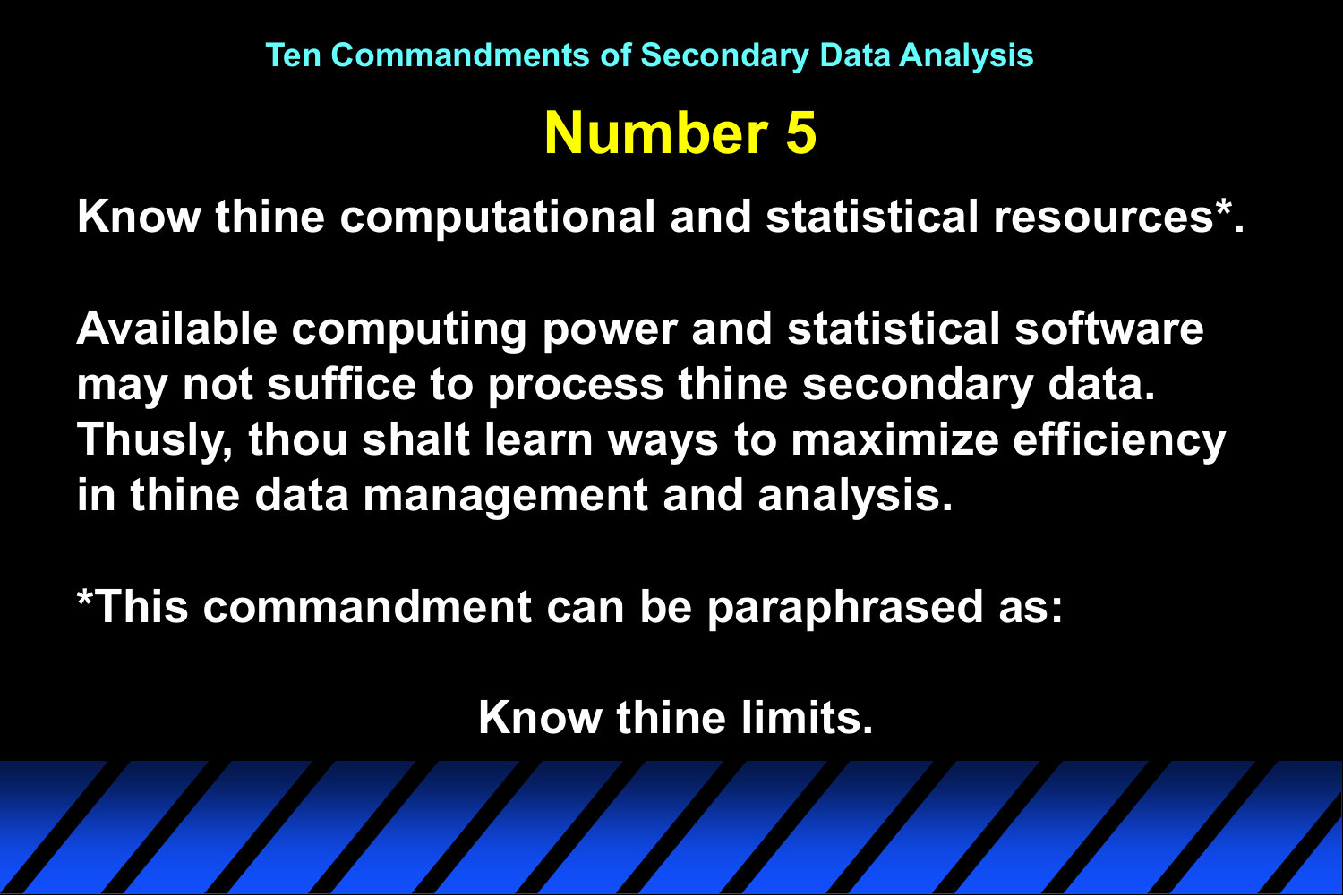Ten Commandments of Secondary Data Analysis

# Number 5

**Know thine computational and statistical resources*.**

**Available computing power and statistical software may not suffice to process thine secondary data. Thusly, thou shalt learn ways to maximize efficiency in thine data management and analysis.**

***This commandment can be paraphrased as:**

**Know thine limits.**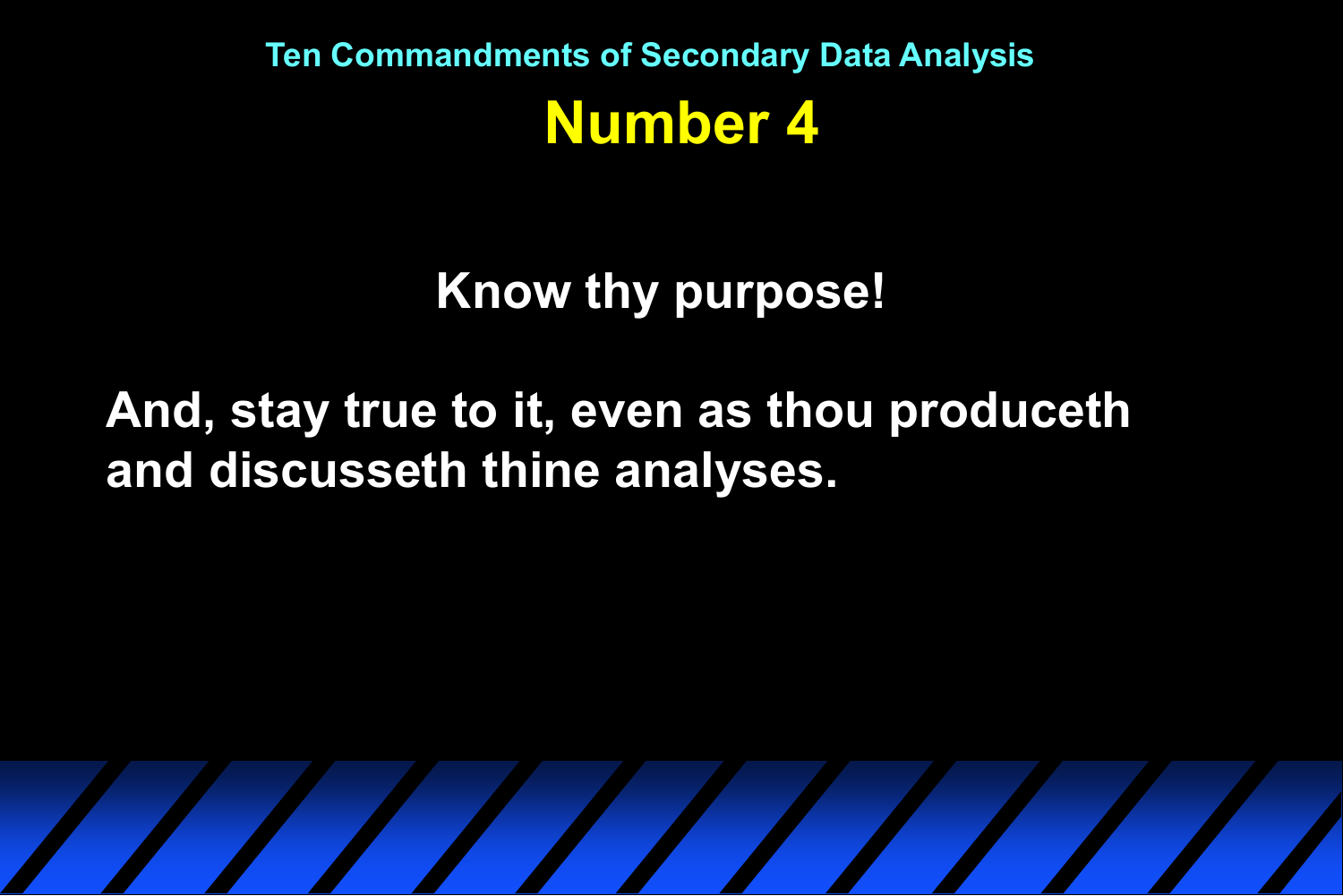## Ten Commandments of Secondary Data Analysis

# Number 4

**Know thy purpose!**

**And, stay true to it, even as thou produceth and discusseth thine analyses.**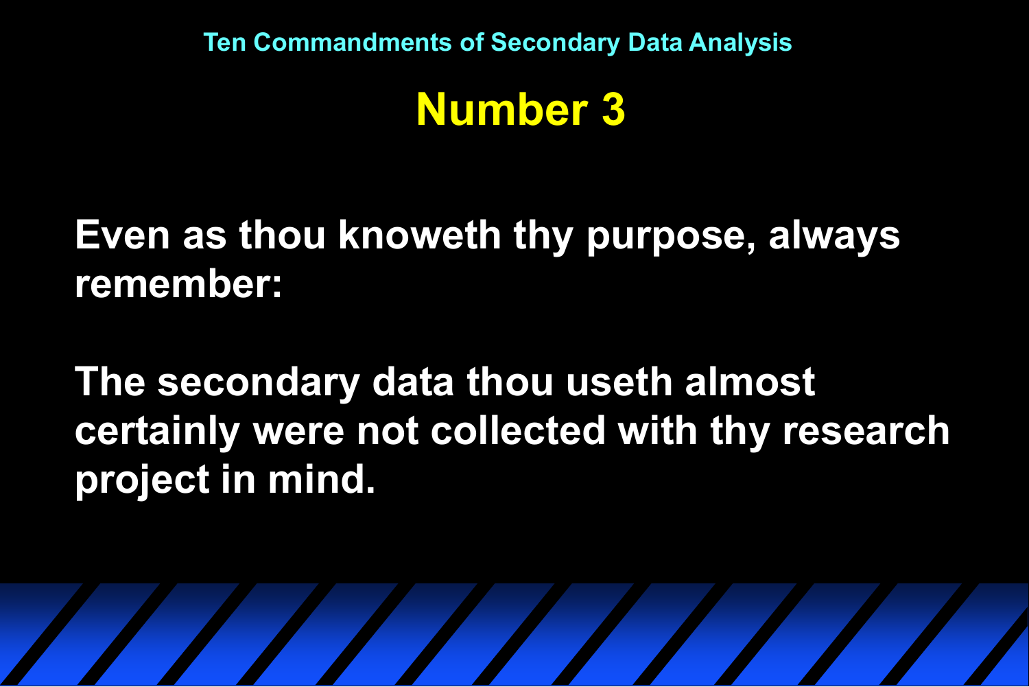Ten Commandments of Secondary Data Analysis

# Number 3

**Even as thou knoweth thy purpose, always remember:**

**The secondary data thou useth almost certainly were not collected with thy research project in mind.**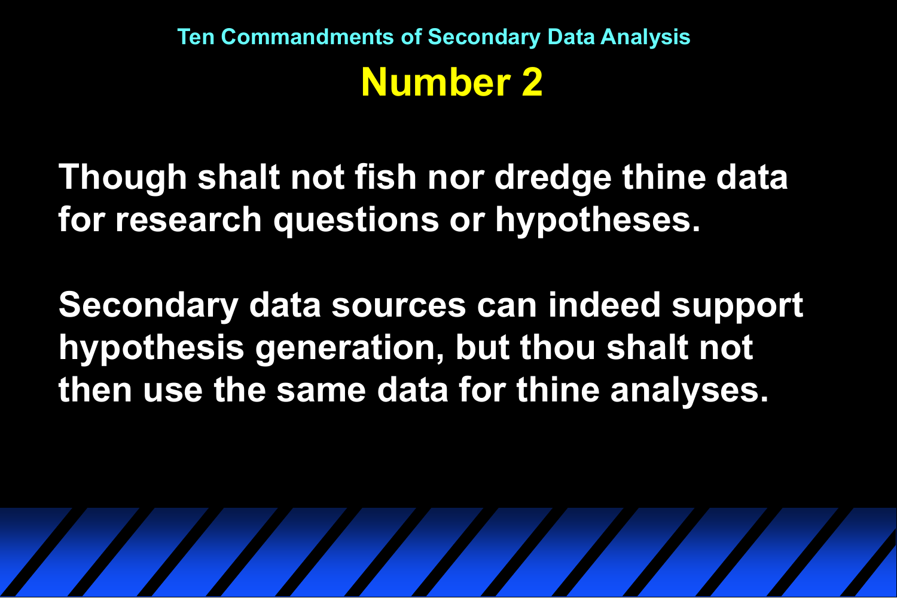## Ten Commandments of Secondary Data Analysis

# Number 2

Though shalt not fish nor dredge thine data for research questions or hypotheses.

Secondary data sources can indeed support hypothesis generation, but thou shalt not then use the same data for thine analyses.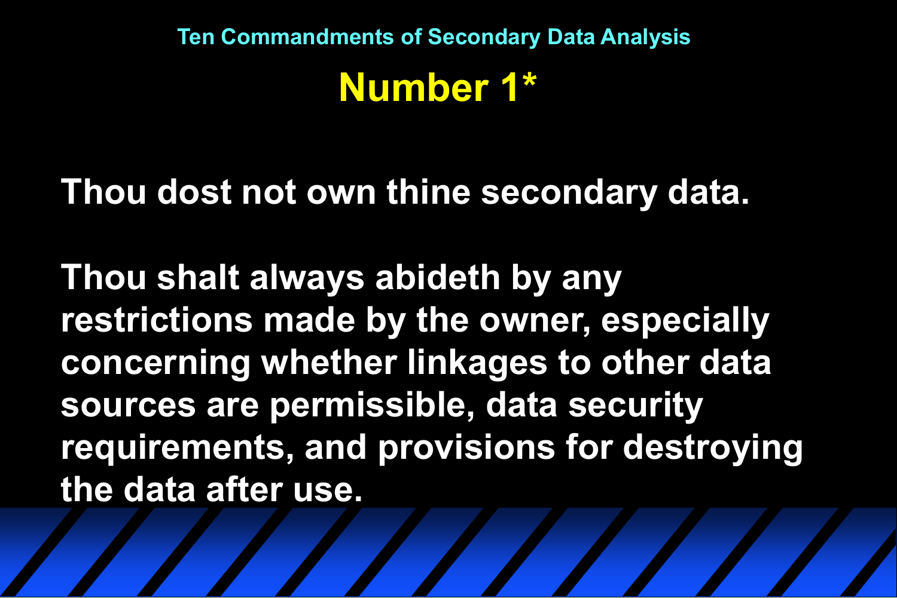Ten Commandments of Secondary Data Analysis

# Number 1*

Thou dost not own thine secondary data.

Thou shalt always abideth by any restrictions made by the owner, especially concerning whether linkages to other data sources are permissible, data security requirements, and provisions for destroying the data after use.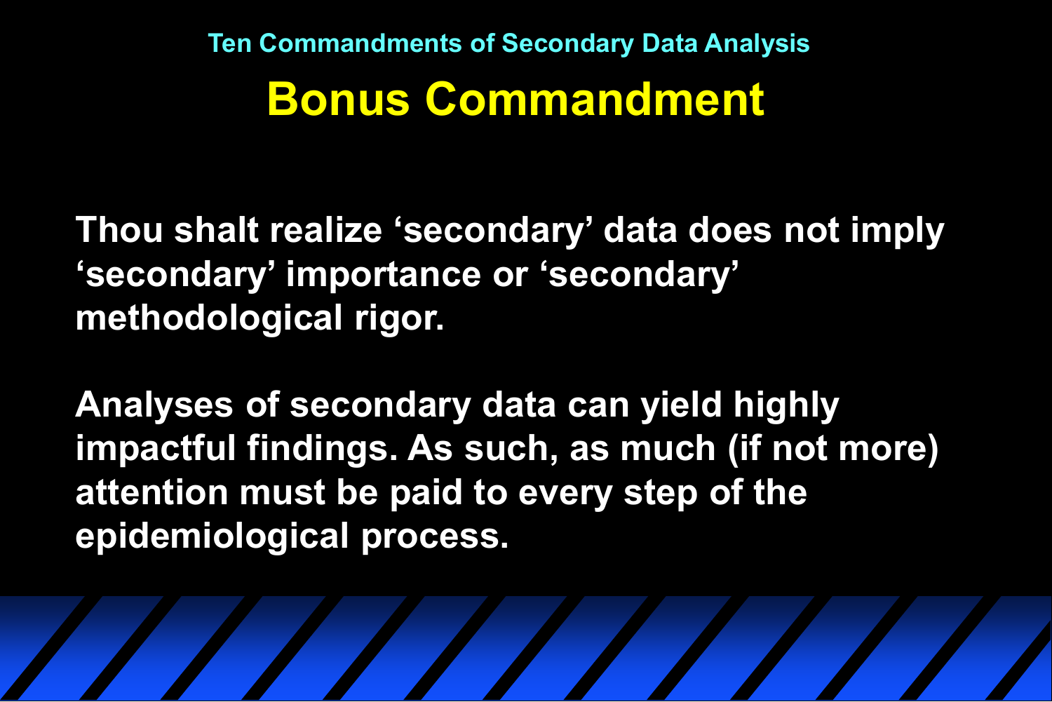Ten Commandments of Secondary Data Analysis

# Bonus Commandment

**Thou shalt realize ‘secondary’ data does not imply ‘secondary’ importance or ‘secondary’ methodological rigor.**

**Analyses of secondary data can yield highly impactful findings. As such, as much (if not more) attention must be paid to every step of the epidemiological process.**